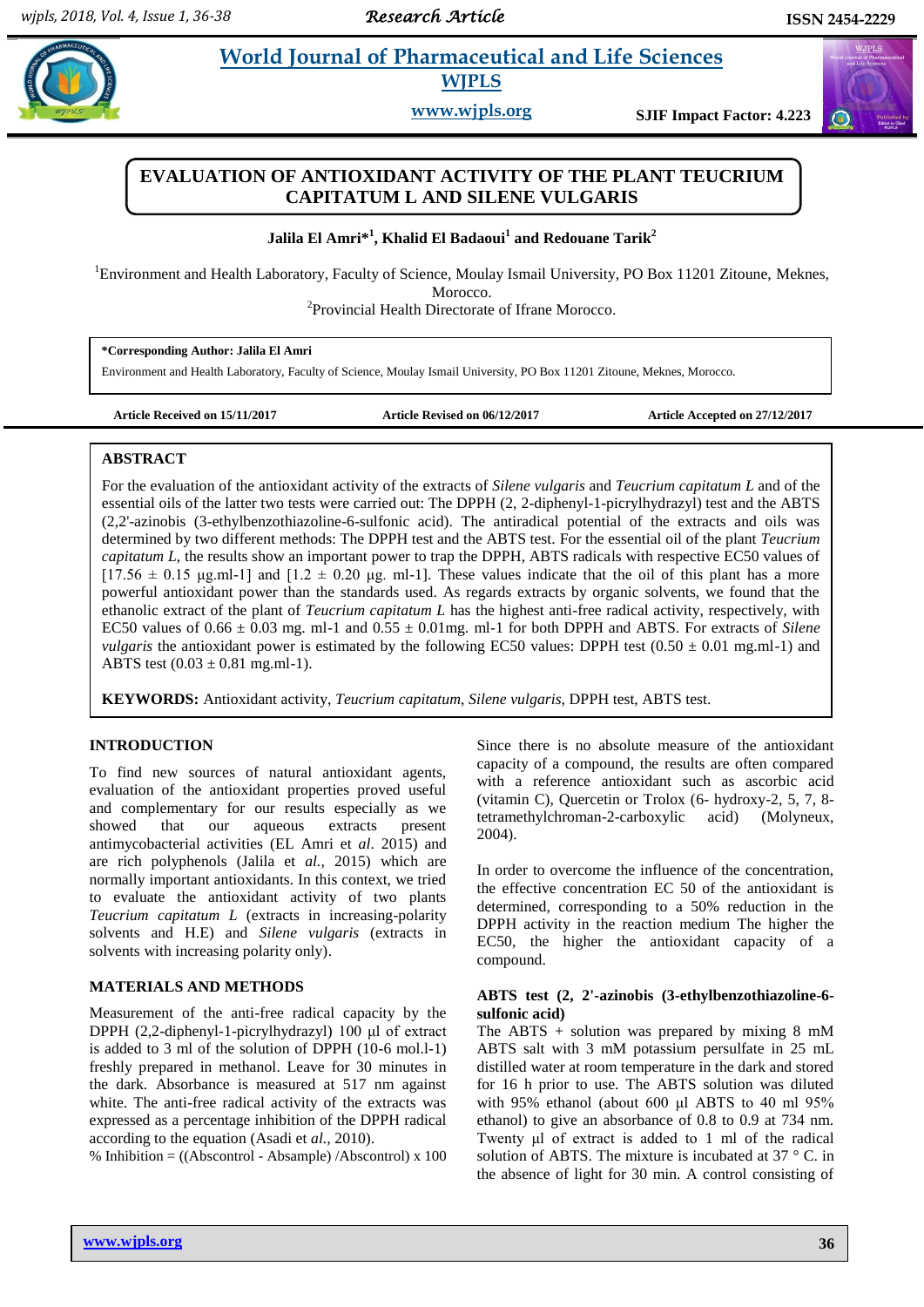# EVALUATION OF ANTIOXIDANT ACTIVITY OF THE PLANT TEUCRIUM CAPITATUM L AND SILENE VULGARIS

**Jalila El Amri*[1], Khalid El Badaoui[1] and Redouane Tarik[2]**

[1]Environment and Health Laboratory, Faculty of Science, Moulay Ismail University, PO Box 11201 Zitoune, Meknes, Morocco.
[2]Provincial Health Directorate of Ifrane Morocco.

**\*Corresponding Author: Jalila El Amri**
Environment and Health Laboratory, Faculty of Science, Moulay Ismail University, PO Box 11201 Zitoune, Meknes, Morocco.

**Article Received on 15/11/2017** **Article Revised on 06/12/2017** **Article Accepted on 27/12/2017**

## ABSTRACT

For the evaluation of the antioxidant activity of the extracts of *Silene vulgaris* and *Teucrium capitatum L* and of the essential oils of the latter two tests were carried out: The DPPH (2, 2-diphenyl-1-picrylhydrazyl) test and the ABTS (2,2'-azinobis (3-ethylbenzothiazoline-6-sulfonic acid). The antiradical potential of the extracts and oils was determined by two different methods: The DPPH test and the ABTS test. For the essential oil of the plant *Teucrium capitatum L*, the results show an important power to trap the DPPH, ABTS radicals with respective EC50 values of [17.56 ± 0.15 µg.ml-1] and [1.2 ± 0.20 µg. ml-1]. These values indicate that the oil of this plant has a more powerful antioxidant power than the standards used. As regards extracts by organic solvents, we found that the ethanolic extract of the plant of *Teucrium capitatum L* has the highest anti-free radical activity, respectively, with EC50 values of 0.66 ± 0.03 mg. ml-1 and 0.55 ± 0.01mg. ml-1 for both DPPH and ABTS. For extracts of *Silene vulgaris* the antioxidant power is estimated by the following EC50 values: DPPH test (0.50 ± 0.01 mg.ml-1) and ABTS test (0.03 ± 0.81 mg.ml-1).

**KEYWORDS:** Antioxidant activity, *Teucrium capitatum*, *Silene vulgaris*, DPPH test, ABTS test.

## INTRODUCTION

To find new sources of natural antioxidant agents, evaluation of the antioxidant properties proved useful and complementary for our results especially as we showed that our aqueous extracts present antimycobacterial activities (EL Amri et *al*. 2015) and are rich polyphenols (Jalila et *al.,* 2015) which are normally important antioxidants. In this context, we tried to evaluate the antioxidant activity of two plants *Teucrium capitatum L* (extracts in increasing-polarity solvents and H.E) and *Silene vulgaris* (extracts in solvents with increasing polarity only).

## MATERIALS AND METHODS

Measurement of the anti-free radical capacity by the DPPH (2,2-diphenyl-1-picrylhydrazyl) 100 µl of extract is added to 3 ml of the solution of DPPH (10-6 mol.l-1) freshly prepared in methanol. Leave for 30 minutes in the dark. Absorbance is measured at 517 nm against white. The anti-free radical activity of the extracts was expressed as a percentage inhibition of the DPPH radical according to the equation (Asadi et *al.*, 2010).

% Inhibition = ((Abscontrol - Absample) /Abscontrol) x 100

Since there is no absolute measure of the antioxidant capacity of a compound, the results are often compared with a reference antioxidant such as ascorbic acid (vitamin C), Quercetin or Trolox (6- hydroxy-2, 5, 7, 8-tetramethylchroman-2-carboxylic acid) (Molyneux, 2004).

In order to overcome the influence of the concentration, the effective concentration EC 50 of the antioxidant is determined, corresponding to a 50% reduction in the DPPH activity in the reaction medium The higher the EC50, the higher the antioxidant capacity of a compound.

### ABTS test (2, 2'-azinobis (3-ethylbenzothiazoline-6-sulfonic acid)

The ABTS + solution was prepared by mixing 8 mM ABTS salt with 3 mM potassium persulfate in 25 mL distilled water at room temperature in the dark and stored for 16 h prior to use. The ABTS solution was diluted with 95% ethanol (about 600 µl ABTS to 40 ml 95% ethanol) to give an absorbance of 0.8 to 0.9 at 734 nm. Twenty µl of extract is added to 1 ml of the radical solution of ABTS. The mixture is incubated at 37 ° C. in the absence of light for 30 min. A control consisting of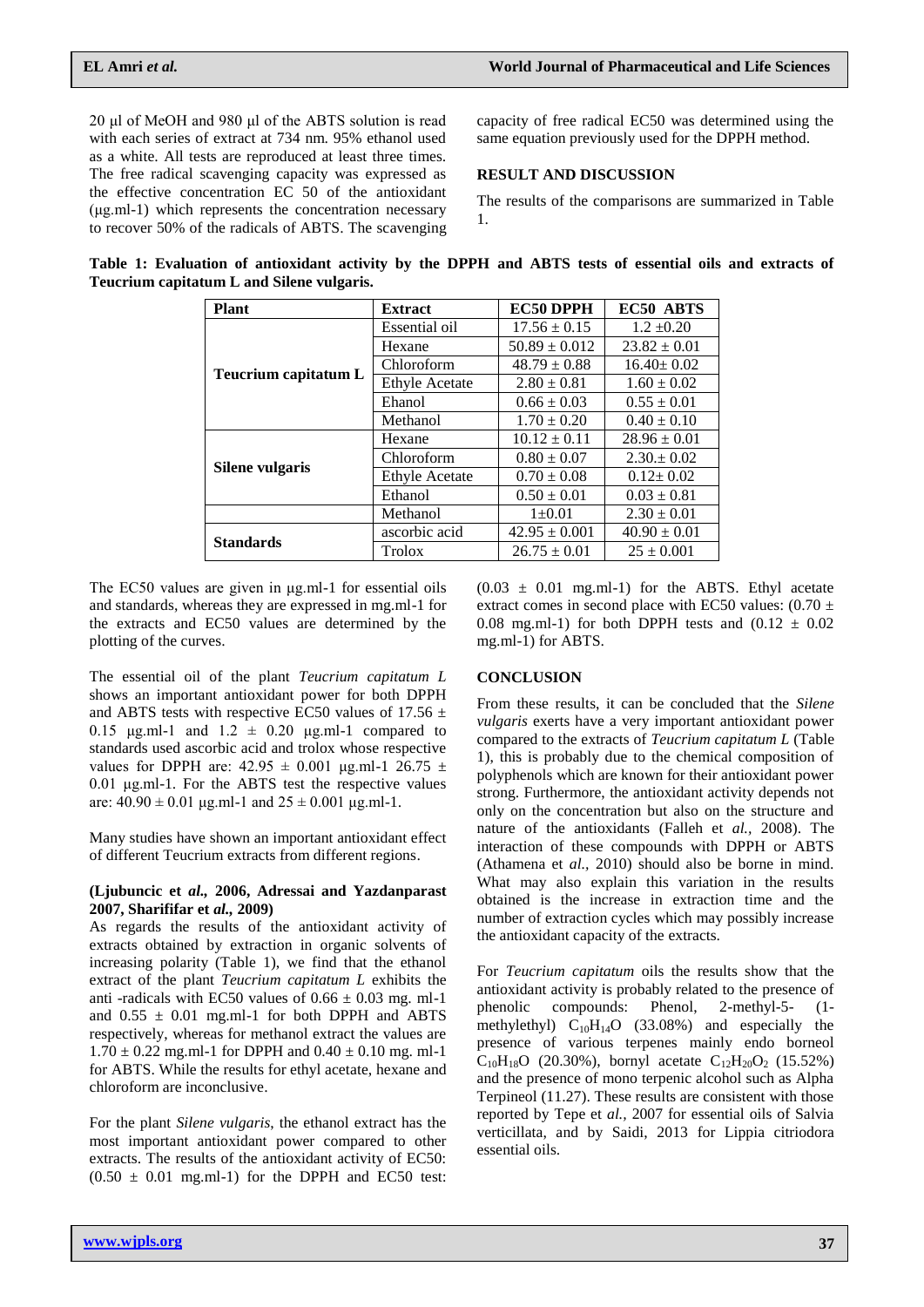20 µl of MeOH and 980 µl of the ABTS solution is read with each series of extract at 734 nm. 95% ethanol used as a white. All tests are reproduced at least three times. The free radical scavenging capacity was expressed as the effective concentration EC 50 of the antioxidant (µg.ml-1) which represents the concentration necessary to recover 50% of the radicals of ABTS. The scavenging capacity of free radical EC50 was determined using the same equation previously used for the DPPH method.

## RESULT AND DISCUSSION

The results of the comparisons are summarized in Table 1.

**Table 1: Evaluation of antioxidant activity by the DPPH and ABTS tests of essential oils and extracts of Teucrium capitatum L and Silene vulgaris.**

| Plant | Extract | EC50 DPPH | EC50 ABTS |
|---|---|---|---|
| **Teucrium capitatum L** | Essential oil | 17.56 ± 0.15 | 1.2 ±0.20 |
| | Hexane | 50.89 ± 0.012 | 23.82 ± 0.01 |
| | Chloroform | 48.79 ± 0.88 | 16.40± 0.02 |
| | Ethyle Acetate | 2.80 ± 0.81 | 1.60 ± 0.02 |
| | Ehanol | 0.66 ± 0.03 | 0.55 ± 0.01 |
| | Methanol | 1.70 ± 0.20 | 0.40 ± 0.10 |
| **Silene vulgaris** | Hexane | 10.12 ± 0.11 | 28.96 ± 0.01 |
| | Chloroform | 0.80 ± 0.07 | 2.30.± 0.02 |
| | Ethyle Acetate | 0.70 ± 0.08 | 0.12± 0.02 |
| | Ethanol | 0.50 ± 0.01 | 0.03 ± 0.81 |
| | Methanol | 1±0.01 | 2.30 ± 0.01 |
| **Standards** | ascorbic acid | 42.95 ± 0.001 | 40.90 ± 0.01 |
| | Trolox | 26.75 ± 0.01 | 25 ± 0.001 |

The EC50 values are given in µg.ml-1 for essential oils and standards, whereas they are expressed in mg.ml-1 for the extracts and EC50 values are determined by the plotting of the curves.

The essential oil of the plant *Teucrium capitatum L* shows an important antioxidant power for both DPPH and ABTS tests with respective EC50 values of 17.56 ± 0.15 µg.ml-1 and 1.2 ± 0.20 µg.ml-1 compared to standards used ascorbic acid and trolox whose respective values for DPPH are: 42.95 ± 0.001 µg.ml-1 26.75 ± 0.01 µg.ml-1. For the ABTS test the respective values are: 40.90 ± 0.01 µg.ml-1 and 25 ± 0.001 µg.ml-1.

Many studies have shown an important antioxidant effect of different Teucrium extracts from different regions.

**(Ljubuncic et *al.*, 2006, Adressai and Yazdanparast 2007, Sharififar et *al.*, 2009)**

As regards the results of the antioxidant activity of extracts obtained by extraction in organic solvents of increasing polarity (Table 1), we find that the ethanol extract of the plant *Teucrium capitatum L* exhibits the anti -radicals with EC50 values of 0.66 ± 0.03 mg. ml-1 and 0.55 ± 0.01 mg.ml-1 for both DPPH and ABTS respectively, whereas for methanol extract the values are 1.70 ± 0.22 mg.ml-1 for DPPH and 0.40 ± 0.10 mg. ml-1 for ABTS. While the results for ethyl acetate, hexane and chloroform are inconclusive.

For the plant *Silene vulgaris*, the ethanol extract has the most important antioxidant power compared to other extracts. The results of the antioxidant activity of EC50: (0.50 ± 0.01 mg.ml-1) for the DPPH and EC50 test: (0.03 ± 0.01 mg.ml-1) for the ABTS. Ethyl acetate extract comes in second place with EC50 values: (0.70 ± 0.08 mg.ml-1) for both DPPH tests and (0.12 ± 0.02 mg.ml-1) for ABTS.

## CONCLUSION

From these results, it can be concluded that the *Silene vulgaris* exerts have a very important antioxidant power compared to the extracts of *Teucrium capitatum L* (Table 1), this is probably due to the chemical composition of polyphenols which are known for their antioxidant power strong. Furthermore, the antioxidant activity depends not only on the concentration but also on the structure and nature of the antioxidants (Falleh et *al.*, 2008). The interaction of these compounds with DPPH or ABTS (Athamena et *al.*, 2010) should also be borne in mind. What may also explain this variation in the results obtained is the increase in extraction time and the number of extraction cycles which may possibly increase the antioxidant capacity of the extracts.

For *Teucrium capitatum* oils the results show that the antioxidant activity is probably related to the presence of phenolic compounds: Phenol, 2-methyl-5- (1-methylethyl) $C_{10}H_{14}O$ (33.08%) and especially the presence of various terpenes mainly endo borneol $C_{10}H_{18}O$ (20.30%), bornyl acetate $C_{12}H_{20}O_2$ (15.52%) and the presence of mono terpenic alcohol such as Alpha Terpineol (11.27). These results are consistent with those reported by Tepe et *al.*, 2007 for essential oils of Salvia verticillata, and by Saidi, 2013 for Lippia citriodora essential oils.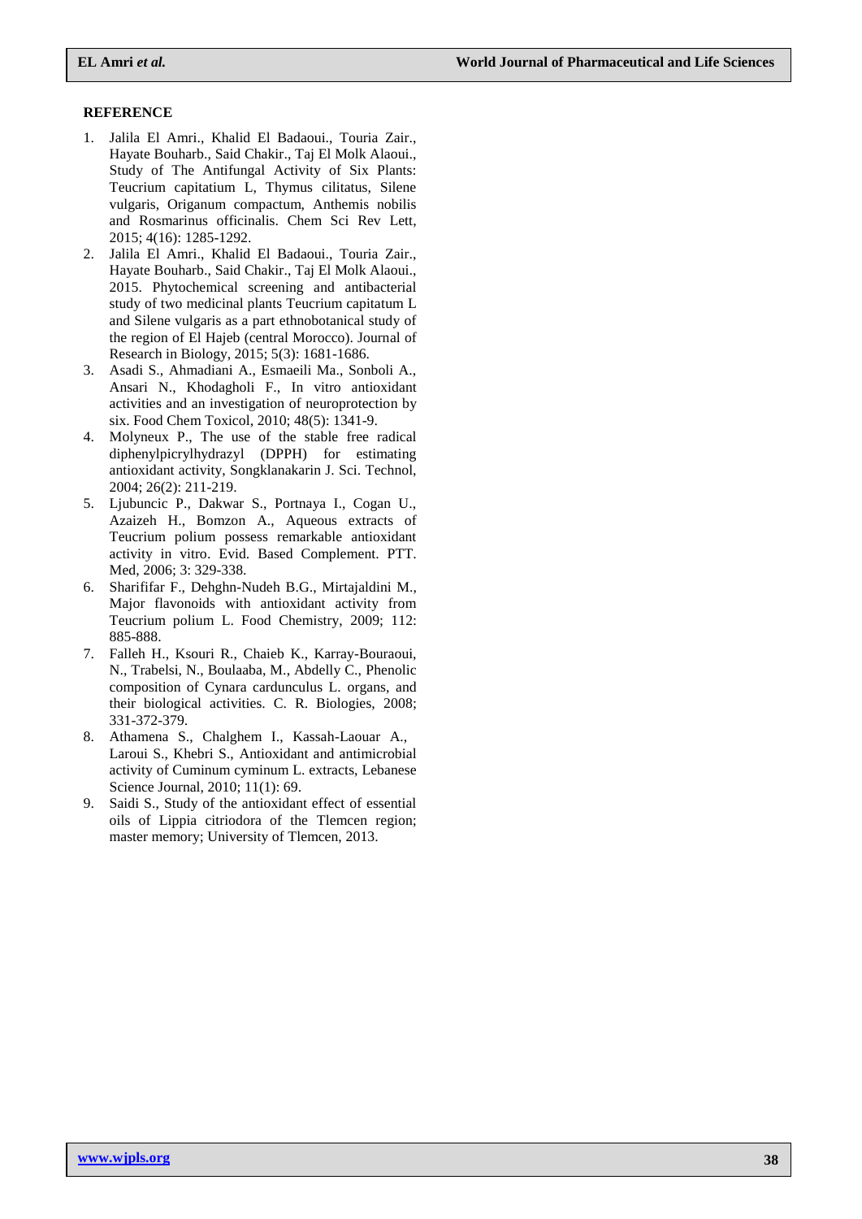## REFERENCE

1. Jalila El Amri., Khalid El Badaoui., Touria Zair., Hayate Bouharb., Said Chakir., Taj El Molk Alaoui., Study of The Antifungal Activity of Six Plants: Teucrium capitatium L, Thymus cilitatus, Silene vulgaris, Origanum compactum, Anthemis nobilis and Rosmarinus officinalis. Chem Sci Rev Lett, 2015; 4(16): 1285-1292.
2. Jalila El Amri., Khalid El Badaoui., Touria Zair., Hayate Bouharb., Said Chakir., Taj El Molk Alaoui., 2015. Phytochemical screening and antibacterial study of two medicinal plants Teucrium capitatum L and Silene vulgaris as a part ethnobotanical study of the region of El Hajeb (central Morocco). Journal of Research in Biology, 2015; 5(3): 1681-1686.
3. Asadi S., Ahmadiani A., Esmaeili Ma., Sonboli A., Ansari N., Khodagholi F., In vitro antioxidant activities and an investigation of neuroprotection by six. Food Chem Toxicol, 2010; 48(5): 1341-9.
4. Molyneux P., The use of the stable free radical diphenylpicrylhydrazyl (DPPH) for estimating antioxidant activity, Songklanakarin J. Sci. Technol, 2004; 26(2): 211-219.
5. Ljubuncic P., Dakwar S., Portnaya I., Cogan U., Azaizeh H., Bomzon A., Aqueous extracts of Teucrium polium possess remarkable antioxidant activity in vitro. Evid. Based Complement. PTT. Med, 2006; 3: 329-338.
6. Sharififar F., Dehghn-Nudeh B.G., Mirtajaldini M., Major flavonoids with antioxidant activity from Teucrium polium L. Food Chemistry, 2009; 112: 885-888.
7. Falleh H., Ksouri R., Chaieb K., Karray-Bouraoui, N., Trabelsi, N., Boulaaba, M., Abdelly C., Phenolic composition of Cynara cardunculus L. organs, and their biological activities. C. R. Biologies, 2008; 331-372-379.
8. Athamena S., Chalghem I., Kassah-Laouar A., Laroui S., Khebri S., Antioxidant and antimicrobial activity of Cuminum cyminum L. extracts, Lebanese Science Journal, 2010; 11(1): 69.
9. Saidi S., Study of the antioxidant effect of essential oils of Lippia citriodora of the Tlemcen region; master memory; University of Tlemcen, 2013.